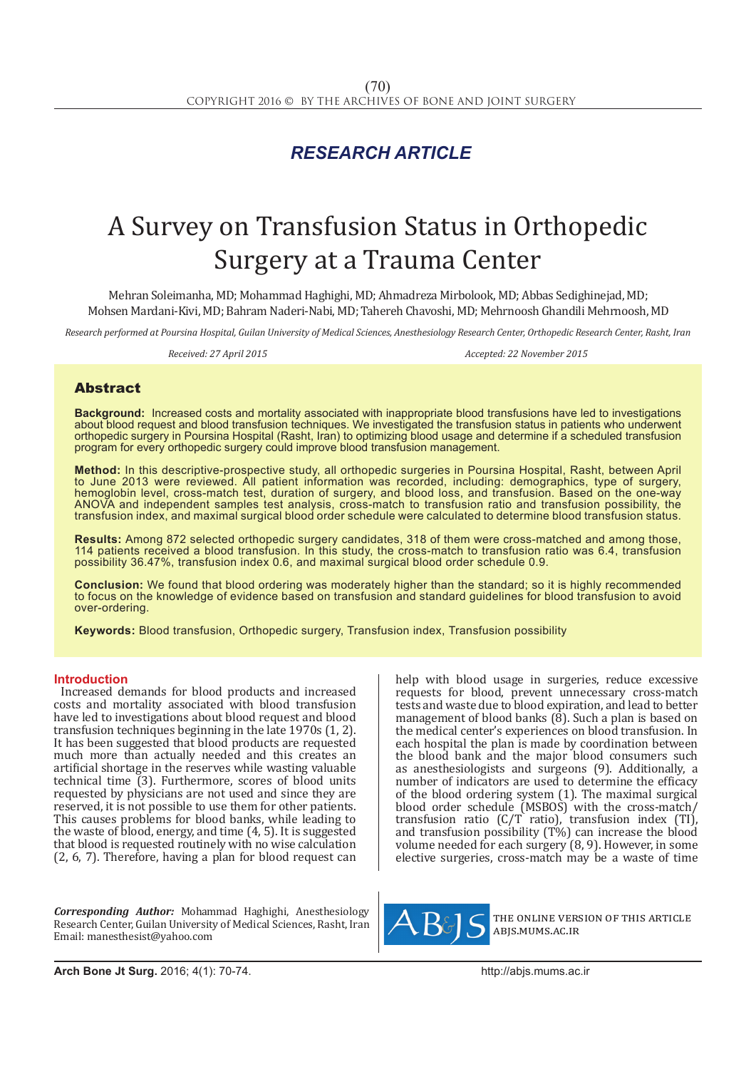*RESEARCH ARTICLE*

# A Survey on Transfusion Status in Orthopedic Surgery at a Trauma Center

Mehran Soleimanha, MD; Mohammad Haghighi, MD; Ahmadreza Mirbolook, MD; Abbas Sedighinejad, MD; Mohsen Mardani-Kivi, MD; Bahram Naderi-Nabi, MD; Tahereh Chavoshi, MD; Mehrnoosh Ghandili Mehrnoosh, MD

*Research performed at Poursina Hospital, Guilan University of Medical Sciences, Anesthesiology Research Center, Orthopedic Research Center, Rasht, Iran*

*Received: 27 April 2015* *Accepted: 22 November 2015*

## Abstract

**Background:** Increased costs and mortality associated with inappropriate blood transfusions have led to investigations about blood request and blood transfusion techniques. We investigated the transfusion status in patients who underwent orthopedic surgery in Poursina Hospital (Rasht, Iran) to optimizing blood usage and determine if a scheduled transfusion program for every orthopedic surgery could improve blood transfusion management.

**Method:** In this descriptive-prospective study, all orthopedic surgeries in Poursina Hospital, Rasht, between April to June 2013 were reviewed. All patient information was recorded, including: demographics, type of surgery, hemoglobin level, cross-match test, duration of surgery, and blood loss, and transfusion. Based on the one-way ANOVA and independent samples test analysis, cross-match to transfusion ratio and transfusion possibility, the transfusion index, and maximal surgical blood order schedule were calculated to determine blood transfusion status.

**Results:** Among 872 selected orthopedic surgery candidates, 318 of them were cross-matched and among those, 114 patients received a blood transfusion. In this study, the cross-match to transfusion ratio was 6.4, transfusion possibility 36.47%, transfusion index 0.6, and maximal surgical blood order schedule 0.9.

**Conclusion:** We found that blood ordering was moderately higher than the standard; so it is highly recommended to focus on the knowledge of evidence based on transfusion and standard guidelines for blood transfusion to avoid over-ordering.

**Keywords:** Blood transfusion, Orthopedic surgery, Transfusion index, Transfusion possibility

## Introduction

Increased demands for blood products and increased costs and mortality associated with blood transfusion have led to investigations about blood request and blood transfusion techniques beginning in the late 1970s (1, 2). It has been suggested that blood products are requested much more than actually needed and this creates an artificial shortage in the reserves while wasting valuable technical time (3). Furthermore, scores of blood units requested by physicians are not used and since they are reserved, it is not possible to use them for other patients. This causes problems for blood banks, while leading to the waste of blood, energy, and time (4, 5). It is suggested that blood is requested routinely with no wise calculation (2, 6, 7). Therefore, having a plan for blood request can help with blood usage in surgeries, reduce excessive requests for blood, prevent unnecessary cross-match tests and waste due to blood expiration, and lead to better management of blood banks (8). Such a plan is based on the medical center's experiences on blood transfusion. In each hospital the plan is made by coordination between the blood bank and the major blood consumers such as anesthesiologists and surgeons (9). Additionally, a number of indicators are used to determine the efficacy of the blood ordering system (1). The maximal surgical blood order schedule (MSBOS) with the cross-match/transfusion ratio (C/T ratio), transfusion index (TI), and transfusion possibility (T%) can increase the blood volume needed for each surgery (8, 9). However, in some elective surgeries, cross-match may be a waste of time

*Corresponding Author:* Mohammad Haghighi, Anesthesiology Research Center, Guilan University of Medical Sciences, Rasht, Iran
Email: manesthesist@yahoo.com

THE ONLINE VERSION OF THIS ARTICLE ABJS.MUMS.AC.IR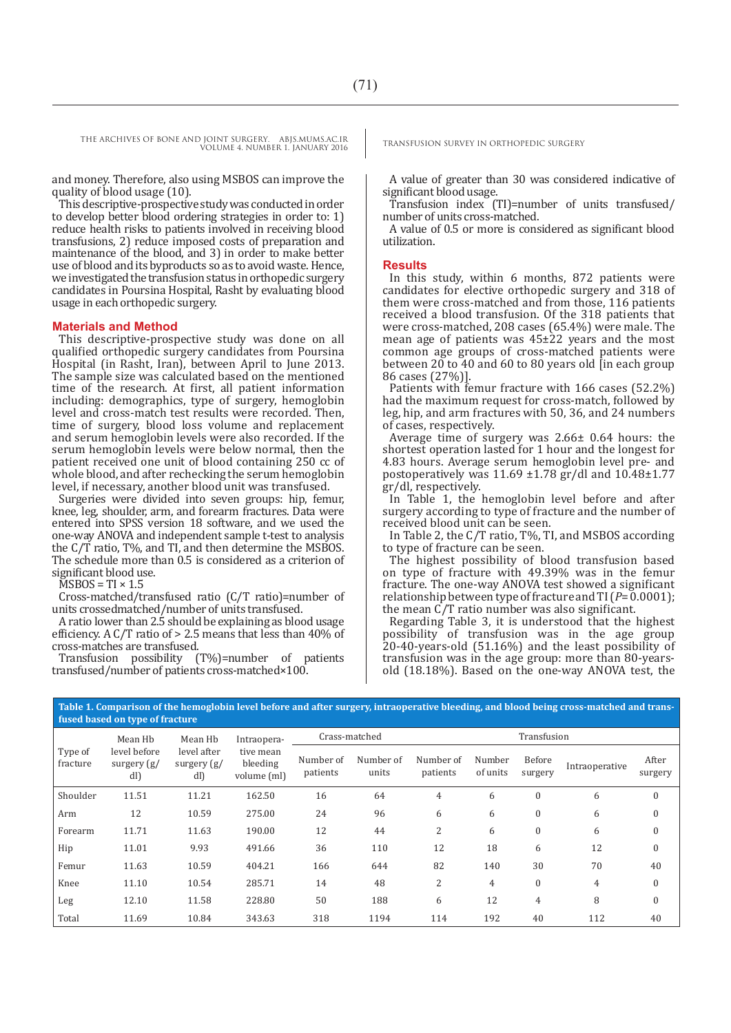and money. Therefore, also using MSBOS can improve the quality of blood usage (10).

This descriptive-prospective study was conducted in order to develop better blood ordering strategies in order to: 1) reduce health risks to patients involved in receiving blood transfusions, 2) reduce imposed costs of preparation and maintenance of the blood, and 3) in order to make better use of blood and its byproducts so as to avoid waste. Hence, we investigated the transfusion status in orthopedic surgery candidates in Poursina Hospital, Rasht by evaluating blood usage in each orthopedic surgery.

## Materials and Method

This descriptive-prospective study was done on all qualified orthopedic surgery candidates from Poursina Hospital (in Rasht, Iran), between April to June 2013. The sample size was calculated based on the mentioned time of the research. At first, all patient information including: demographics, type of surgery, hemoglobin level and cross-match test results were recorded. Then, time of surgery, blood loss volume and replacement and serum hemoglobin levels were also recorded. If the serum hemoglobin levels were below normal, then the patient received one unit of blood containing 250 cc of whole blood, and after rechecking the serum hemoglobin level, if necessary, another blood unit was transfused.

Surgeries were divided into seven groups: hip, femur, knee, leg, shoulder, arm, and forearm fractures. Data were entered into SPSS version 18 software, and we used the one-way ANOVA and independent sample t-test to analysis the C/T ratio, T%, and TI, and then determine the MSBOS. The schedule more than 0.5 is considered as a criterion of significant blood use.

MSBOS = TI × 1.5

Cross-matched/transfused ratio (C/T ratio)=number of units crossedmatched/number of units transfused.

A ratio lower than 2.5 should be explaining as blood usage efficiency. A C/T ratio of > 2.5 means that less than 40% of cross-matches are transfused.

Transfusion possibility (T%)=number of patients transfused/number of patients cross-matched×100.

A value of greater than 30 was considered indicative of significant blood usage.

Transfusion index (TI)=number of units transfused/number of units cross-matched.

A value of 0.5 or more is considered as significant blood utilization.

## Results

In this study, within 6 months, 872 patients were candidates for elective orthopedic surgery and 318 of them were cross-matched and from those, 116 patients received a blood transfusion. Of the 318 patients that were cross-matched, 208 cases (65.4%) were male. The mean age of patients was 45±22 years and the most common age groups of cross-matched patients were between 20 to 40 and 60 to 80 years old [in each group 86 cases (27%)].

Patients with femur fracture with 166 cases (52.2%) had the maximum request for cross-match, followed by leg, hip, and arm fractures with 50, 36, and 24 numbers of cases, respectively.

Average time of surgery was 2.66± 0.64 hours: the shortest operation lasted for 1 hour and the longest for 4.83 hours. Average serum hemoglobin level pre- and postoperatively was 11.69 ±1.78 gr/dl and 10.48±1.77 gr/dl, respectively.

In Table 1, the hemoglobin level before and after surgery according to type of fracture and the number of received blood unit can be seen.

In Table 2, the C/T ratio, T%, TI, and MSBOS according to type of fracture can be seen.

The highest possibility of blood transfusion based on type of fracture with 49.39% was in the femur fracture. The one-way ANOVA test showed a significant relationship between type of fracture and TI (*P*= 0.0001); the mean C/T ratio number was also significant.

Regarding Table 3, it is understood that the highest possibility of transfusion was in the age group 20-40-years-old (51.16%) and the least possibility of transfusion was in the age group: more than 80-years-old (18.18%). Based on the one-way ANOVA test, the

**Table 1. Comparison of the hemoglobin level before and after surgery, intraoperative bleeding, and blood being cross-matched and transfused based on type of fracture**

| Type of fracture | Mean Hb level before surgery (g/dl) | Mean Hb level after surgery (g/dl) | Intraoperative mean bleeding volume (ml) | Crass-matched | | Transfusion | | | | |
|---|---|---|---|---|---|---|---|---|---|---|
| | | | | Number of patients | Number of units | Number of patients | Number of units | Before surgery | Intraoperative | After surgery |
| Shoulder | 11.51 | 11.21 | 162.50 | 16 | 64 | 4 | 6 | 0 | 6 | 0 |
| Arm | 12 | 10.59 | 275.00 | 24 | 96 | 6 | 6 | 0 | 6 | 0 |
| Forearm | 11.71 | 11.63 | 190.00 | 12 | 44 | 2 | 6 | 0 | 6 | 0 |
| Hip | 11.01 | 9.93 | 491.66 | 36 | 110 | 12 | 18 | 6 | 12 | 0 |
| Femur | 11.63 | 10.59 | 404.21 | 166 | 644 | 82 | 140 | 30 | 70 | 40 |
| Knee | 11.10 | 10.54 | 285.71 | 14 | 48 | 2 | 4 | 0 | 4 | 0 |
| Leg | 12.10 | 11.58 | 228.80 | 50 | 188 | 6 | 12 | 4 | 8 | 0 |
| Total | 11.69 | 10.84 | 343.63 | 318 | 1194 | 114 | 192 | 40 | 112 | 40 |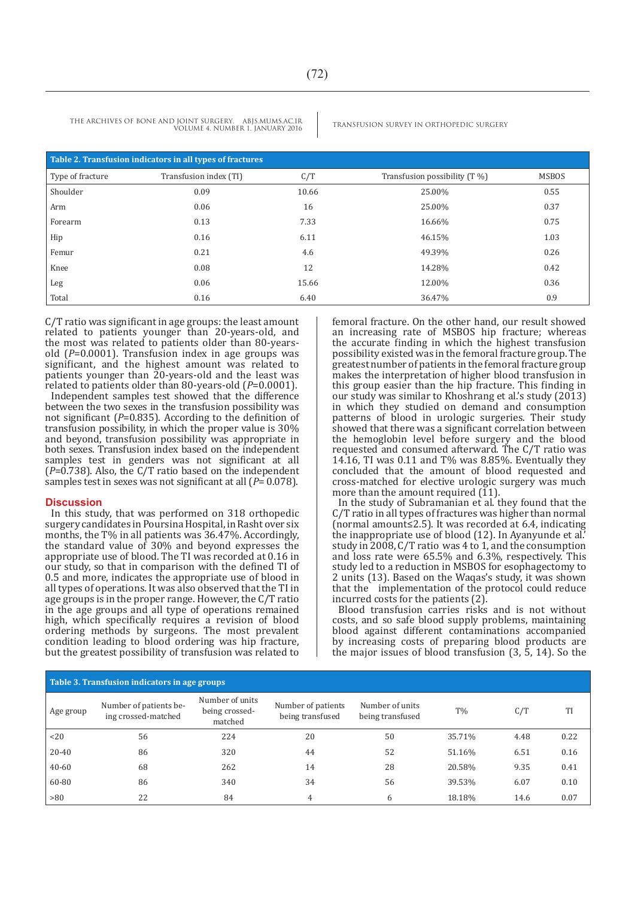**Table 2. Transfusion indicators in all types of fractures**

| Type of fracture | Transfusion index (TI) | C/T | Transfusion possibility (T %) | MSBOS |
|---|---|---|---|---|
| Shoulder | 0.09 | 10.66 | 25.00% | 0.55 |
| Arm | 0.06 | 16 | 25.00% | 0.37 |
| Forearm | 0.13 | 7.33 | 16.66% | 0.75 |
| Hip | 0.16 | 6.11 | 46.15% | 1.03 |
| Femur | 0.21 | 4.6 | 49.39% | 0.26 |
| Knee | 0.08 | 12 | 14.28% | 0.42 |
| Leg | 0.06 | 15.66 | 12.00% | 0.36 |
| Total | 0.16 | 6.40 | 36.47% | 0.9 |

C/T ratio was significant in age groups: the least amount related to patients younger than 20-years-old, and the most was related to patients older than 80-years-old (*P*=0.0001). Transfusion index in age groups was significant, and the highest amount was related to patients younger than 20-years-old and the least was related to patients older than 80-years-old (*P*=0.0001).

Independent samples test showed that the difference between the two sexes in the transfusion possibility was not significant (*P*=0.835). According to the definition of transfusion possibility, in which the proper value is 30% and beyond, transfusion possibility was appropriate in both sexes. Transfusion index based on the independent samples test in genders was not significant at all (*P*=0.738). Also, the C/T ratio based on the independent samples test in sexes was not significant at all (*P*= 0.078).

## Discussion

In this study, that was performed on 318 orthopedic surgery candidates in Poursina Hospital, in Rasht over six months, the T% in all patients was 36.47%. Accordingly, the standard value of 30% and beyond expresses the appropriate use of blood. The TI was recorded at 0.16 in our study, so that in comparison with the defined TI of 0.5 and more, indicates the appropriate use of blood in all types of operations. It was also observed that the TI in age groups is in the proper range. However, the C/T ratio in the age groups and all type of operations remained high, which specifically requires a revision of blood ordering methods by surgeons. The most prevalent condition leading to blood ordering was hip fracture, but the greatest possibility of transfusion was related to femoral fracture. On the other hand, our result showed an increasing rate of MSBOS hip fracture; whereas the accurate finding in which the highest transfusion possibility existed was in the femoral fracture group. The greatest number of patients in the femoral fracture group makes the interpretation of higher blood transfusion in this group easier than the hip fracture. This finding in our study was similar to Khoshrang et al.'s study (2013) in which they studied on demand and consumption patterns of blood in urologic surgeries. Their study showed that there was a significant correlation between the hemoglobin level before surgery and the blood requested and consumed afterward. The C/T ratio was 14.16, TI was 0.11 and T% was 8.85%. Eventually they concluded that the amount of blood requested and cross-matched for elective urologic surgery was much more than the amount required (11).

In the study of Subramanian et al. they found that the C/T ratio in all types of fractures was higher than normal (normal amount≤2.5). It was recorded at 6.4, indicating the inappropriate use of blood (12). In Ayanyunde et al.' study in 2008, C/T ratio was 4 to 1, and the consumption and loss rate were 65.5% and 6.3%, respectively. This study led to a reduction in MSBOS for esophagectomy to 2 units (13). Based on the Waqas's study, it was shown that the implementation of the protocol could reduce incurred costs for the patients (2).

Blood transfusion carries risks and is not without costs, and so safe blood supply problems, maintaining blood against different contaminations accompanied by increasing costs of preparing blood products are the major issues of blood transfusion (3, 5, 14). So the

**Table 3. Transfusion indicators in age groups**

| Age group | Number of patients being crossed-matched | Number of units being crossed-matched | Number of patients being transfused | Number of units being transfused | T% | C/T | TI |
|---|---|---|---|---|---|---|---|
| <20 | 56 | 224 | 20 | 50 | 35.71% | 4.48 | 0.22 |
| 20-40 | 86 | 320 | 44 | 52 | 51.16% | 6.51 | 0.16 |
| 40-60 | 68 | 262 | 14 | 28 | 20.58% | 9.35 | 0.41 |
| 60-80 | 86 | 340 | 34 | 56 | 39.53% | 6.07 | 0.10 |
| >80 | 22 | 84 | 4 | 6 | 18.18% | 14.6 | 0.07 |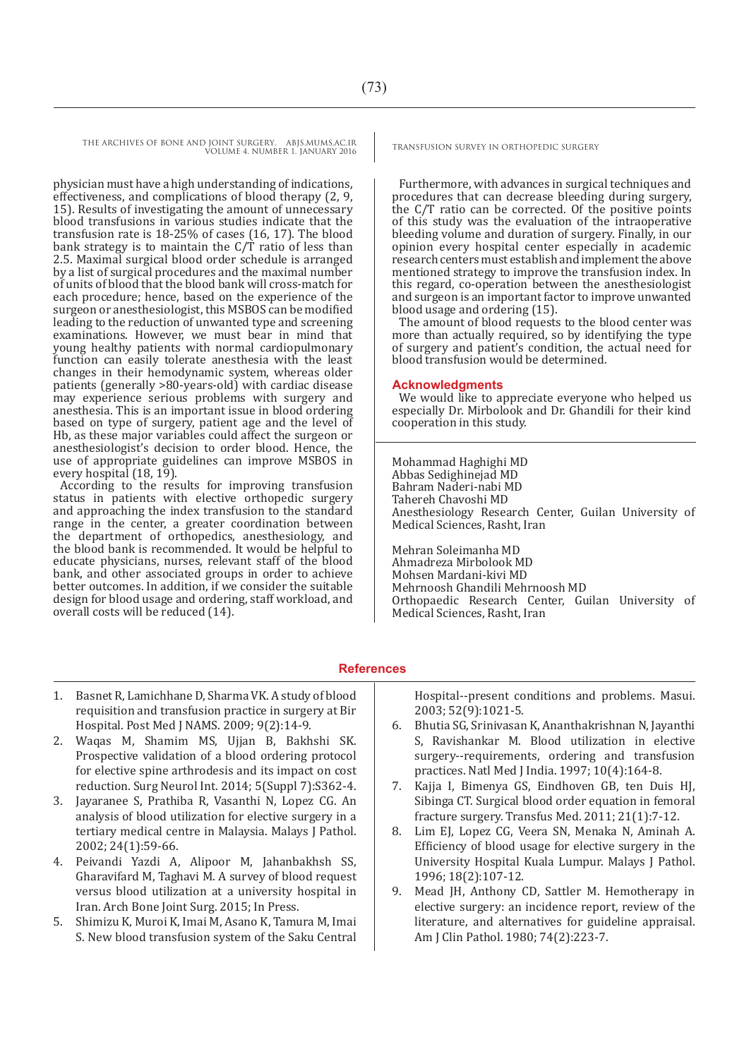physician must have a high understanding of indications, effectiveness, and complications of blood therapy (2, 9, 15). Results of investigating the amount of unnecessary blood transfusions in various studies indicate that the transfusion rate is 18-25% of cases (16, 17). The blood bank strategy is to maintain the C/T ratio of less than 2.5. Maximal surgical blood order schedule is arranged by a list of surgical procedures and the maximal number of units of blood that the blood bank will cross-match for each procedure; hence, based on the experience of the surgeon or anesthesiologist, this MSBOS can be modified leading to the reduction of unwanted type and screening examinations. However, we must bear in mind that young healthy patients with normal cardiopulmonary function can easily tolerate anesthesia with the least changes in their hemodynamic system, whereas older patients (generally >80-years-old) with cardiac disease may experience serious problems with surgery and anesthesia. This is an important issue in blood ordering based on type of surgery, patient age and the level of Hb, as these major variables could affect the surgeon or anesthesiologist's decision to order blood. Hence, the use of appropriate guidelines can improve MSBOS in every hospital (18, 19).

According to the results for improving transfusion status in patients with elective orthopedic surgery and approaching the index transfusion to the standard range in the center, a greater coordination between the department of orthopedics, anesthesiology, and the blood bank is recommended. It would be helpful to educate physicians, nurses, relevant staff of the blood bank, and other associated groups in order to achieve better outcomes. In addition, if we consider the suitable design for blood usage and ordering, staff workload, and overall costs will be reduced (14).

Furthermore, with advances in surgical techniques and procedures that can decrease bleeding during surgery, the C/T ratio can be corrected. Of the positive points of this study was the evaluation of the intraoperative bleeding volume and duration of surgery. Finally, in our opinion every hospital center especially in academic research centers must establish and implement the above mentioned strategy to improve the transfusion index. In this regard, co-operation between the anesthesiologist and surgeon is an important factor to improve unwanted blood usage and ordering (15).

The amount of blood requests to the blood center was more than actually required, so by identifying the type of surgery and patient's condition, the actual need for blood transfusion would be determined.

## Acknowledgments

We would like to appreciate everyone who helped us especially Dr. Mirbolook and Dr. Ghandili for their kind cooperation in this study.

Mohammad Haghighi MD
Abbas Sedighinejad MD
Bahram Naderi-nabi MD
Tahereh Chavoshi MD
Anesthesiology Research Center, Guilan University of Medical Sciences, Rasht, Iran

Mehran Soleimanha MD
Ahmadreza Mirbolook MD
Mohsen Mardani-kivi MD
Mehrnoosh Ghandili Mehrnoosh MD
Orthopaedic Research Center, Guilan University of Medical Sciences, Rasht, Iran

## References

1. Basnet R, Lamichhane D, Sharma VK. A study of blood requisition and transfusion practice in surgery at Bir Hospital. Post Med J NAMS. 2009; 9(2):14-9.
2. Waqas M, Shamim MS, Ujjan B, Bakhshi SK. Prospective validation of a blood ordering protocol for elective spine arthrodesis and its impact on cost reduction. Surg Neurol Int. 2014; 5(Suppl 7):S362-4.
3. Jayaranee S, Prathiba R, Vasanthi N, Lopez CG. An analysis of blood utilization for elective surgery in a tertiary medical centre in Malaysia. Malays J Pathol. 2002; 24(1):59-66.
4. Peivandi Yazdi A, Alipoor M, Jahanbakhsh SS, Gharavifard M, Taghavi M. A survey of blood request versus blood utilization at a university hospital in Iran. Arch Bone Joint Surg. 2015; In Press.
5. Shimizu K, Muroi K, Imai M, Asano K, Tamura M, Imai S. New blood transfusion system of the Saku Central Hospital--present conditions and problems. Masui. 2003; 52(9):1021-5.
6. Bhutia SG, Srinivasan K, Ananthakrishnan N, Jayanthi S, Ravishankar M. Blood utilization in elective surgery--requirements, ordering and transfusion practices. Natl Med J India. 1997; 10(4):164-8.
7. Kajja I, Bimenya GS, Eindhoven GB, ten Duis HJ, Sibinga CT. Surgical blood order equation in femoral fracture surgery. Transfus Med. 2011; 21(1):7-12.
8. Lim EJ, Lopez CG, Veera SN, Menaka N, Aminah A. Efficiency of blood usage for elective surgery in the University Hospital Kuala Lumpur. Malays J Pathol. 1996; 18(2):107-12.
9. Mead JH, Anthony CD, Sattler M. Hemotherapy in elective surgery: an incidence report, review of the literature, and alternatives for guideline appraisal. Am J Clin Pathol. 1980; 74(2):223-7.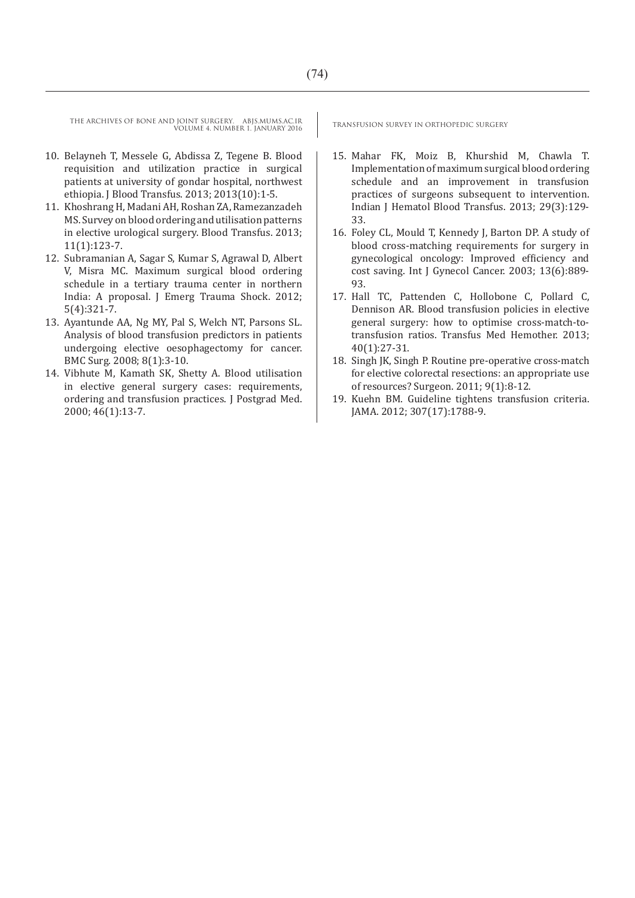10. Belayneh T, Messele G, Abdissa Z, Tegene B. Blood requisition and utilization practice in surgical patients at university of gondar hospital, northwest ethiopia. J Blood Transfus. 2013; 2013(10):1-5.
11. Khoshrang H, Madani AH, Roshan ZA, Ramezanzadeh MS. Survey on blood ordering and utilisation patterns in elective urological surgery. Blood Transfus. 2013; 11(1):123-7.
12. Subramanian A, Sagar S, Kumar S, Agrawal D, Albert V, Misra MC. Maximum surgical blood ordering schedule in a tertiary trauma center in northern India: A proposal. J Emerg Trauma Shock. 2012; 5(4):321-7.
13. Ayantunde AA, Ng MY, Pal S, Welch NT, Parsons SL. Analysis of blood transfusion predictors in patients undergoing elective oesophagectomy for cancer. BMC Surg. 2008; 8(1):3-10.
14. Vibhute M, Kamath SK, Shetty A. Blood utilisation in elective general surgery cases: requirements, ordering and transfusion practices. J Postgrad Med. 2000; 46(1):13-7.
15. Mahar FK, Moiz B, Khurshid M, Chawla T. Implementation of maximum surgical blood ordering schedule and an improvement in transfusion practices of surgeons subsequent to intervention. Indian J Hematol Blood Transfus. 2013; 29(3):129-33.
16. Foley CL, Mould T, Kennedy J, Barton DP. A study of blood cross-matching requirements for surgery in gynecological oncology: Improved efficiency and cost saving. Int J Gynecol Cancer. 2003; 13(6):889-93.
17. Hall TC, Pattenden C, Hollobone C, Pollard C, Dennison AR. Blood transfusion policies in elective general surgery: how to optimise cross-match-to-transfusion ratios. Transfus Med Hemother. 2013; 40(1):27-31.
18. Singh JK, Singh P. Routine pre-operative cross-match for elective colorectal resections: an appropriate use of resources? Surgeon. 2011; 9(1):8-12.
19. Kuehn BM. Guideline tightens transfusion criteria. JAMA. 2012; 307(17):1788-9.